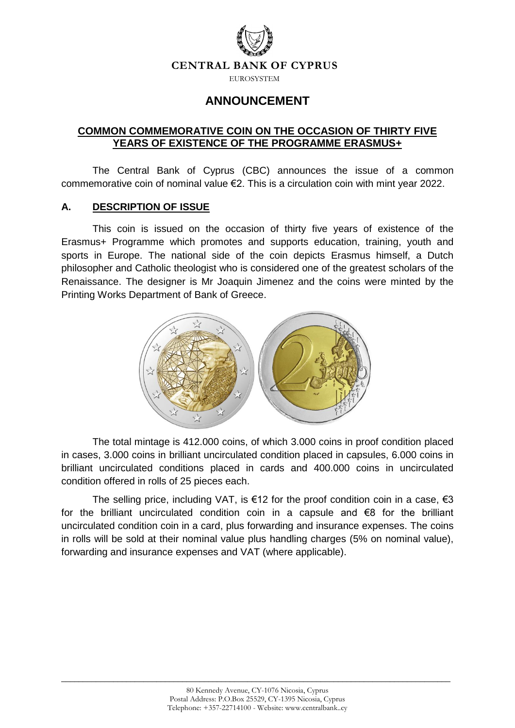**CENTRAL BANK OF CYPRUS**

EUROSYSTEM

# ANNOUNCEMENT

## COMMON COMMEMORATIVE COIN ON THE OCCASION OF THIRTY FIVE YEARS OF EXISTENCE OF THE PROGRAMME ERASMUS+

The Central Bank of Cyprus (CBC) announces the issue of a common commemorative coin of nominal value €2. This is a circulation coin with mint year 2022.

### A. DESCRIPTION OF ISSUE

This coin is issued on the occasion of thirty five years of existence of the Erasmus+ Programme which promotes and supports education, training, youth and sports in Europe. The national side of the coin depicts Erasmus himself, a Dutch philosopher and Catholic theologist who is considered one of the greatest scholars of the Renaissance. The designer is Mr Joaquin Jimenez and the coins were minted by the Printing Works Department of Bank of Greece.

The total mintage is 412.000 coins, of which 3.000 coins in proof condition placed in cases, 3.000 coins in brilliant uncirculated condition placed in capsules, 6.000 coins in brilliant uncirculated conditions placed in cards and 400.000 coins in uncirculated condition offered in rolls of 25 pieces each.

The selling price, including VAT, is €12 for the proof condition coin in a case, €3 for the brilliant uncirculated condition coin in a capsule and €8 for the brilliant uncirculated condition coin in a card, plus forwarding and insurance expenses. The coins in rolls will be sold at their nominal value plus handling charges (5% on nominal value), forwarding and insurance expenses and VAT (where applicable).

80 Kennedy Avenue, CY-1076 Nicosia, Cyprus
Postal Address: P.O.Box 25529, CY-1395 Nicosia, Cyprus
Telephone: +357-22714100 - Website: www.centralbank..cy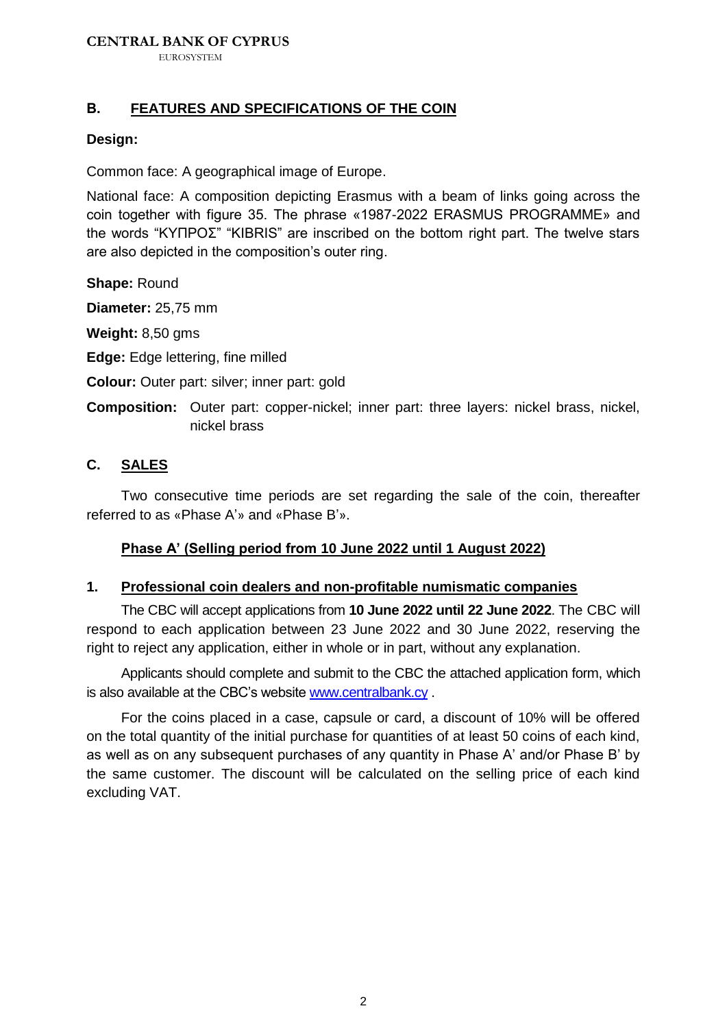## B. FEATURES AND SPECIFICATIONS OF THE COIN

**Design:**

Common face: A geographical image of Europe.

National face: A composition depicting Erasmus with a beam of links going across the coin together with figure 35. The phrase «1987-2022 ERASMUS PROGRAMME» and the words "ΚΥΠΡΟΣ" "KIBRIS" are inscribed on the bottom right part. The twelve stars are also depicted in the composition's outer ring.

**Shape:** Round

**Diameter:** 25,75 mm

**Weight:** 8,50 gms

**Edge:** Edge lettering, fine milled

**Colour:** Outer part: silver; inner part: gold

**Composition:** Outer part: copper-nickel; inner part: three layers: nickel brass, nickel, nickel brass

## C. SALES

Two consecutive time periods are set regarding the sale of the coin, thereafter referred to as «Phase A'» and «Phase B'».

### Phase A' (Selling period from 10 June 2022 until 1 August 2022)

### 1. Professional coin dealers and non-profitable numismatic companies

The CBC will accept applications from **10 June 2022 until 22 June 2022**. The CBC will respond to each application between 23 June 2022 and 30 June 2022, reserving the right to reject any application, either in whole or in part, without any explanation.

Applicants should complete and submit to the CBC the attached application form, which is also available at the CBC's website www.centralbank.cy .

For the coins placed in a case, capsule or card, a discount of 10% will be offered on the total quantity of the initial purchase for quantities of at least 50 coins of each kind, as well as on any subsequent purchases of any quantity in Phase A' and/or Phase B' by the same customer. The discount will be calculated on the selling price of each kind excluding VAT.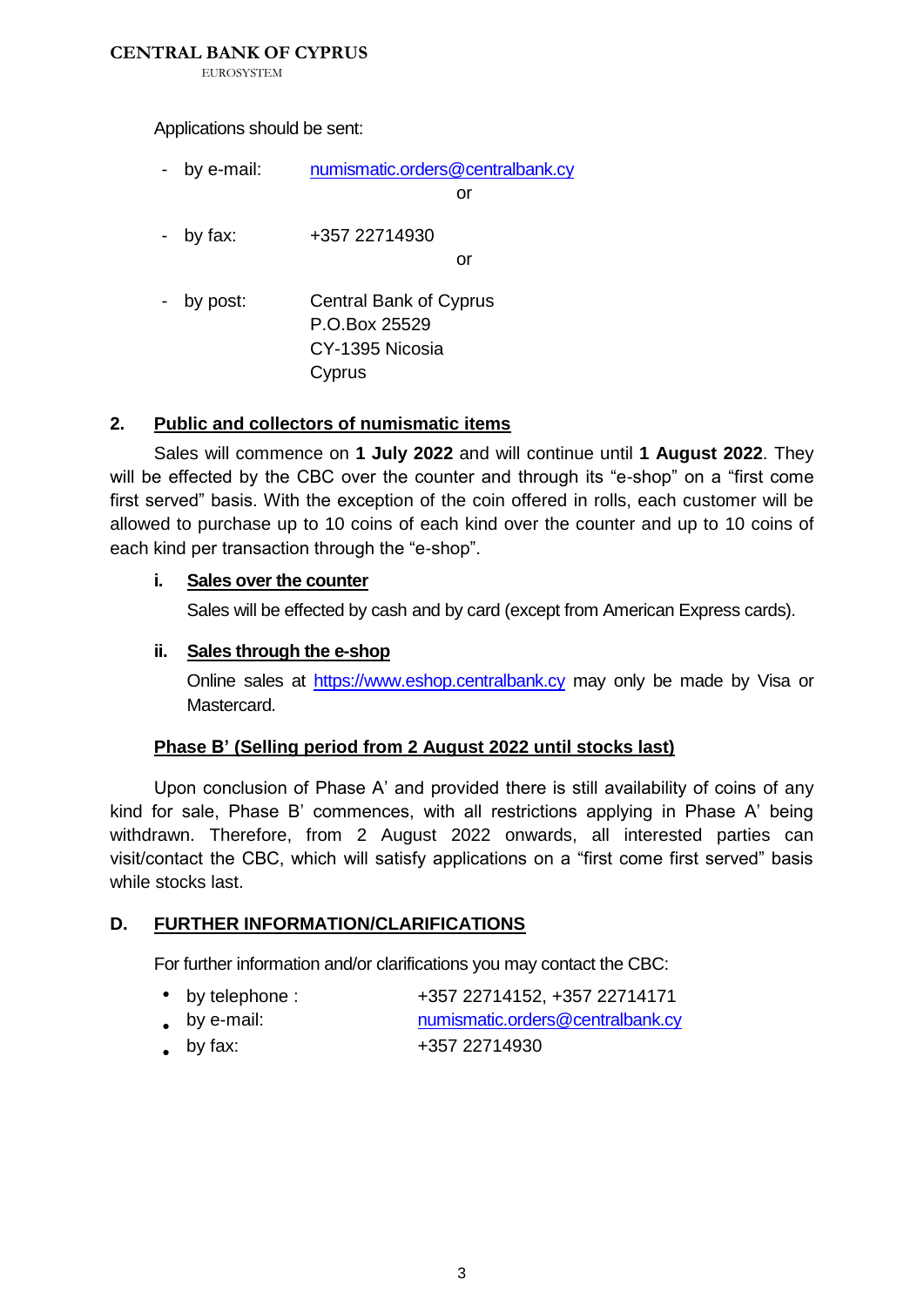Applications should be sent:

- by e-mail: numismatic.orders@centralbank.cy

  or

- by fax: +357 22714930

  or

- by post: Central Bank of Cyprus
  P.O.Box 25529
  CY-1395 Nicosia
  Cyprus

## 2. Public and collectors of numismatic items

Sales will commence on **1 July 2022** and will continue until **1 August 2022**. They will be effected by the CBC over the counter and through its "e-shop" on a "first come first served" basis. With the exception of the coin offered in rolls, each customer will be allowed to purchase up to 10 coins of each kind over the counter and up to 10 coins of each kind per transaction through the "e-shop".

### i. Sales over the counter

Sales will be effected by cash and by card (except from American Express cards).

### ii. Sales through the e-shop

Online sales at https://www.eshop.centralbank.cy may only be made by Visa or Mastercard.

## Phase B' (Selling period from 2 August 2022 until stocks last)

Upon conclusion of Phase A' and provided there is still availability of coins of any kind for sale, Phase B' commences, with all restrictions applying in Phase A' being withdrawn. Therefore, from 2 August 2022 onwards, all interested parties can visit/contact the CBC, which will satisfy applications on a "first come first served" basis while stocks last.

## D. FURTHER INFORMATION/CLARIFICATIONS

For further information and/or clarifications you may contact the CBC:

- by telephone : +357 22714152, +357 22714171
- by e-mail: numismatic.orders@centralbank.cy
- by fax: +357 22714930